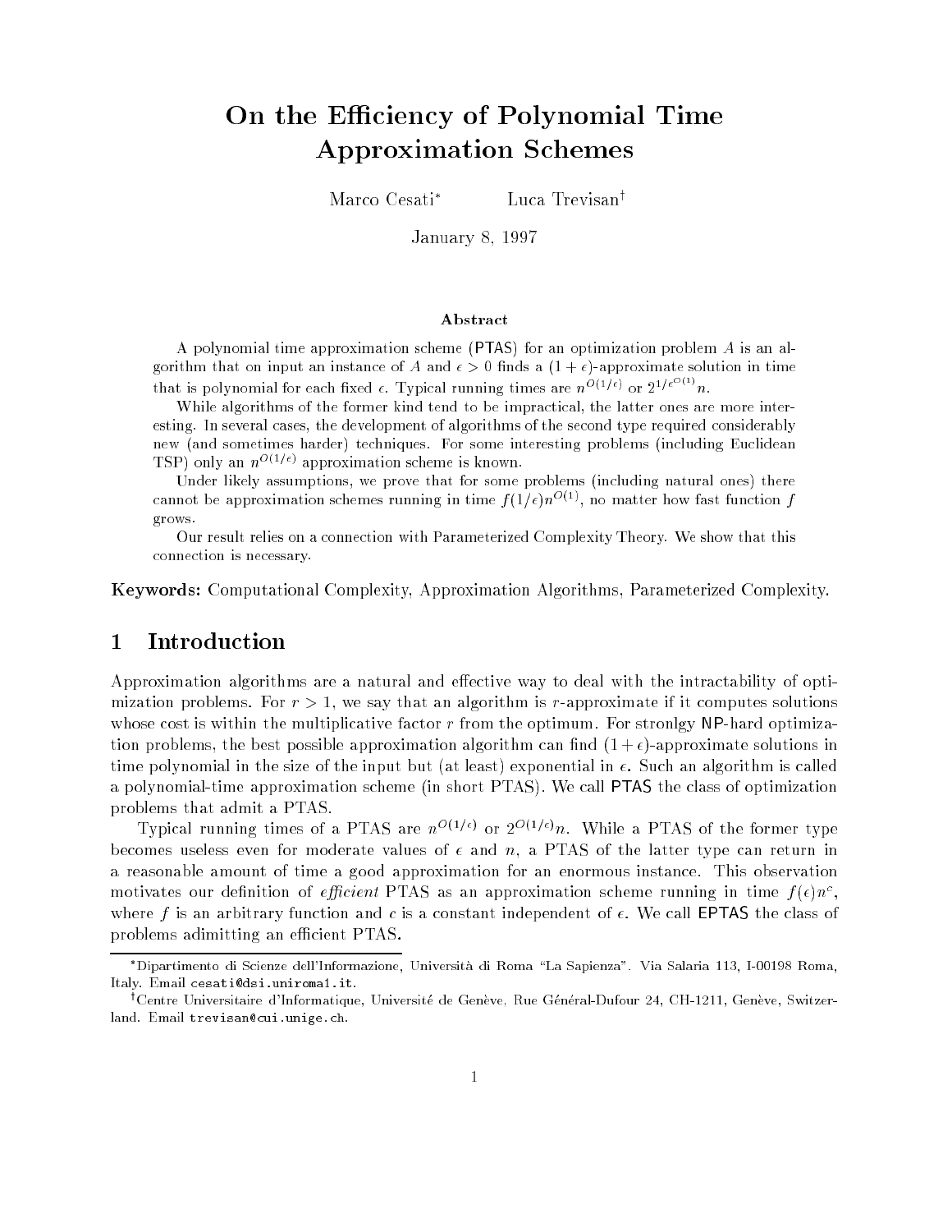# On the Efficiency of Polynomial Time Approximation Schemes

Marco Cesati* Luca Trevisan†

January 8, 1997

### Abstract

A polynomial time approximation scheme (PTAS) for an optimization problem $A$ is an algorithm that on input an instance of $A$ and $\epsilon > 0$ finds a $(1+\epsilon)$-approximate solution in time that is polynomial for each fixed $\epsilon$. Typical running times are $n^{O(1/\epsilon)}$ or $2^{1/\epsilon^{O(1)}}n$.

While algorithms of the former kind tend to be impractical, the latter ones are more interesting. In several cases, the development of algorithms of the second type required considerably new (and sometimes harder) techniques. For some interesting problems (including Euclidean TSP) only an $n^{O(1/\epsilon)}$ approximation scheme is known.

Under likely assumptions, we prove that for some problems (including natural ones) there cannot be approximation schemes running in time $f(1/\epsilon)n^{O(1)}$, no matter how fast function $f$ grows.

Our result relies on a connection with Parameterized Complexity Theory. We show that this connection is necessary.

**Keywords:** Computational Complexity, Approximation Algorithms, Parameterized Complexity.

## 1 Introduction

Approximation algorithms are a natural and effective way to deal with the intractability of optimization problems. For $r > 1$, we say that an algorithm is $r$-approximate if it computes solutions whose cost is within the multiplicative factor $r$ from the optimum. For stronlgy NP-hard optimization problems, the best possible approximation algorithm can find $(1+\epsilon)$-approximate solutions in time polynomial in the size of the input but (at least) exponential in $\epsilon$. Such an algorithm is called a polynomial-time approximation scheme (in short PTAS). We call PTAS the class of optimization problems that admit a PTAS.

Typical running times of a PTAS are $n^{O(1/\epsilon)}$ or $2^{O(1/\epsilon)}n$. While a PTAS of the former type becomes useless even for moderate values of $\epsilon$ and $n$, a PTAS of the latter type can return in a reasonable amount of time a good approximation for an enormous instance. This observation motivates our definition of *efficient* PTAS as an approximation scheme running in time $f(\epsilon)n^c$, where $f$ is an arbitrary function and $c$ is a constant independent of $\epsilon$. We call EPTAS the class of problems adimitting an efficient PTAS.

---

*Dipartimento di Scienze dell'Informazione, Università di Roma "La Sapienza". Via Salaria 113, I-00198 Roma, Italy. Email cesati@dsi.uniroma1.it.

†Centre Universitaire d'Informatique, Université de Genève, Rue Général-Dufour 24, CH-1211, Genève, Switzerland. Email trevisan@cui.unige.ch.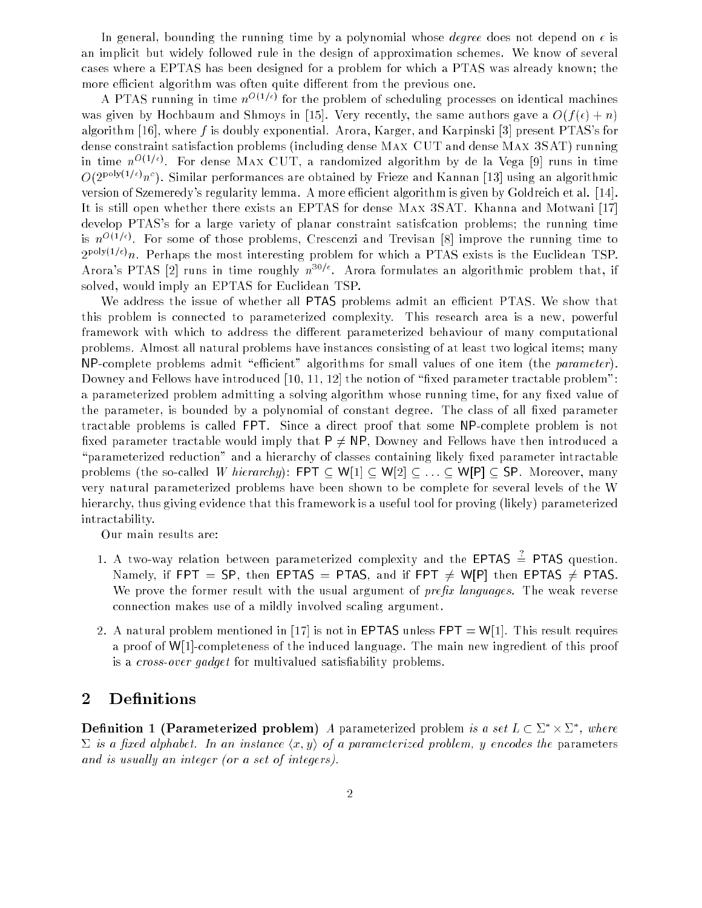In general, bounding the running time by a polynomial whose *degree* does not depend on $\epsilon$ is an implicit but widely followed rule in the design of approximation schemes. We know of several cases where a EPTAS has been designed for a problem for which a PTAS was already known; the more efficient algorithm was often quite different from the previous one.

A PTAS running in time $n^{O(1/\epsilon)}$ for the problem of scheduling processes on identical machines was given by Hochbaum and Shmoys in [15]. Very recently, the same authors gave a $O(f(\epsilon) + n)$ algorithm [16], where $f$ is doubly exponential. Arora, Karger, and Karpinski [3] present PTAS's for dense constraint satisfaction problems (including dense Max CUT and dense Max 3SAT) running in time $n^{O(1/\epsilon)}$. For dense Max CUT, a randomized algorithm by de la Vega [9] runs in time $O(2^{\text{poly}(1/\epsilon)} n^c)$. Similar performances are obtained by Frieze and Kannan [13] using an algorithmic version of Szemeredy's regularity lemma. A more efficient algorithm is given by Goldreich et al. [14]. It is still open whether there exists an EPTAS for dense Max 3SAT. Khanna and Motwani [17] develop PTAS's for a large variety of planar constraint satisfcation problems; the running time is $n^{O(1/\epsilon)}$. For some of those problems, Crescenzi and Trevisan [8] improve the running time to $2^{\text{poly}(1/\epsilon)} n$. Perhaps the most interesting problem for which a PTAS exists is the Euclidean TSP. Arora's PTAS [2] runs in time roughly $n^{30/\epsilon}$. Arora formulates an algorithmic problem that, if solved, would imply an EPTAS for Euclidean TSP.

We address the issue of whether all PTAS problems admit an efficient PTAS. We show that this problem is connected to parameterized complexity. This research area is a new, powerful framework with which to address the different parameterized behaviour of many computational problems. Almost all natural problems have instances consisting of at least two logical items; many NP-complete problems admit "efficient" algorithms for small values of one item (the *parameter*). Downey and Fellows have introduced [10, 11, 12] the notion of "fixed parameter tractable problem": a parameterized problem admitting a solving algorithm whose running time, for any fixed value of the parameter, is bounded by a polynomial of constant degree. The class of all fixed parameter tractable problems is called FPT. Since a direct proof that some NP-complete problem is not fixed parameter tractable would imply that $\text{P} \neq \text{NP}$, Downey and Fellows have then introduced a "parameterized reduction" and a hierarchy of classes containing likely fixed parameter intractable problems (the so-called *W hierarchy*): $\text{FPT} \subseteq \text{W[1]} \subseteq \text{W[2]} \subseteq \ldots \subseteq \text{W[P]} \subseteq \text{SP}$. Moreover, many very natural parameterized problems have been shown to be complete for several levels of the W hierarchy, thus giving evidence that this framework is a useful tool for proving (likely) parameterized intractability.

Our main results are:

1. A two-way relation between parameterized complexity and the $\text{EPTAS} \stackrel{?}{=} \text{PTAS}$ question. Namely, if $\text{FPT} = \text{SP}$, then $\text{EPTAS} = \text{PTAS}$, and if $\text{FPT} \neq \text{W[P]}$ then $\text{EPTAS} \neq \text{PTAS}$. We prove the former result with the usual argument of *prefix languages*. The weak reverse connection makes use of a mildly involved scaling argument.

2. A natural problem mentioned in [17] is not in EPTAS unless $\text{FPT} = \text{W[1]}$. This result requires a proof of W[1]-completeness of the induced language. The main new ingredient of this proof is a *cross-over gadget* for multivalued satisfiability problems.

## 2 Definitions

**Definition 1 (Parameterized problem)** *A* parameterized problem *is a set $L \subset \Sigma^* \times \Sigma^*$, where $\Sigma$ is a fixed alphabet. In an instance $\langle x, y \rangle$ of a parameterized problem, $y$ encodes the* parameters *and is usually an integer (or a set of integers).*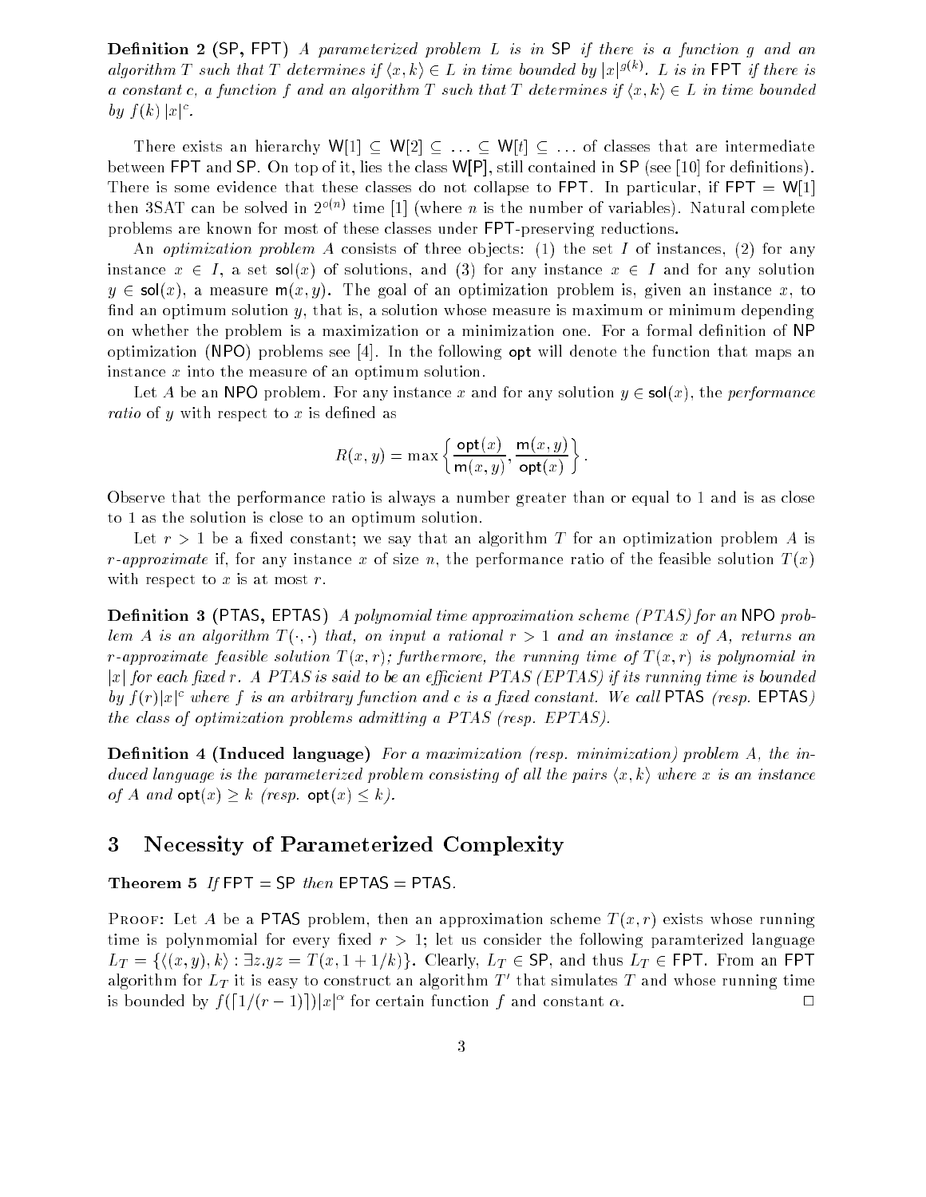**Definition 2 (SP, FPT)** *A parameterized problem $L$ is in* SP *if there is a function $g$ and an algorithm $T$ such that $T$ determines if $\langle x, k\rangle \in L$ in time bounded by $|x|^{g(k)}$. $L$ is in* FPT *if there is a constant $c$, a function $f$ and an algorithm $T$ such that $T$ determines if $\langle x, k\rangle \in L$ in time bounded by $f(k)\,|x|^c$.*

There exists an hierarchy $\mathsf{W}[1] \subseteq \mathsf{W}[2] \subseteq \ldots \subseteq \mathsf{W}[t] \subseteq \ldots$ of classes that are intermediate between FPT and SP. On top of it, lies the class W[P], still contained in SP (see [10] for definitions). There is some evidence that these classes do not collapse to FPT. In particular, if FPT = W[1] then 3SAT can be solved in $2^{o(n)}$ time [1] (where $n$ is the number of variables). Natural complete problems are known for most of these classes under FPT-preserving reductions.

An *optimization problem* $A$ consists of three objects: (1) the set $I$ of instances, (2) for any instance $x \in I$, a set $\mathsf{sol}(x)$ of solutions, and (3) for any instance $x \in I$ and for any solution $y \in \mathsf{sol}(x)$, a measure $\mathsf{m}(x, y)$. The goal of an optimization problem is, given an instance $x$, to find an optimum solution $y$, that is, a solution whose measure is maximum or minimum depending on whether the problem is a maximization or a minimization one. For a formal definition of NP optimization (NPO) problems see [4]. In the following $\mathsf{opt}$ will denote the function that maps an instance $x$ into the measure of an optimum solution.

Let $A$ be an NPO problem. For any instance $x$ and for any solution $y \in \mathsf{sol}(x)$, the *performance ratio* of $y$ with respect to $x$ is defined as

$$R(x, y) = \max\left\{\frac{\mathsf{opt}(x)}{\mathsf{m}(x, y)}, \frac{\mathsf{m}(x, y)}{\mathsf{opt}(x)}\right\}.$$

Observe that the performance ratio is always a number greater than or equal to 1 and is as close to 1 as the solution is close to an optimum solution.

Let $r > 1$ be a fixed constant; we say that an algorithm $T$ for an optimization problem $A$ is *$r$-approximate* if, for any instance $x$ of size $n$, the performance ratio of the feasible solution $T(x)$ with respect to $x$ is at most $r$.

**Definition 3 (PTAS, EPTAS)** *A polynomial time approximation scheme (PTAS) for an* NPO *problem $A$ is an algorithm $T(\cdot, \cdot)$ that, on input a rational $r > 1$ and an instance $x$ of $A$, returns an $r$-approximate feasible solution $T(x, r)$; furthermore, the running time of $T(x, r)$ is polynomial in $|x|$ for each fixed $r$. A PTAS is said to be an efficient PTAS (EPTAS) if its running time is bounded by $f(r)|x|^c$ where $f$ is an arbitrary function and $c$ is a fixed constant. We call* PTAS *(resp.* EPTAS*) the class of optimization problems admitting a PTAS (resp. EPTAS).*

**Definition 4 (Induced language)** *For a maximization (resp. minimization) problem $A$, the induced language is the parameterized problem consisting of all the pairs $\langle x, k\rangle$ where $x$ is an instance of $A$ and $\mathsf{opt}(x) \geq k$ (resp. $\mathsf{opt}(x) \leq k$).*

## 3 Necessity of Parameterized Complexity

**Theorem 5** *If* FPT = SP *then* EPTAS = PTAS.

Proof: Let $A$ be a PTAS problem, then an approximation scheme $T(x, r)$ exists whose running time is polynmomial for every fixed $r > 1$; let us consider the following paramterized language $L_T = \{\langle (x, y), k\rangle : \exists z.yz = T(x, 1 + 1/k)\}$. Clearly, $L_T \in$ SP, and thus $L_T \in$ FPT. From an FPT algorithm for $L_T$ it is easy to construct an algorithm $T'$ that simulates $T$ and whose running time is bounded by $f(\lceil 1/(r-1)\rceil)|x|^\alpha$ for certain function $f$ and constant $\alpha$. $\square$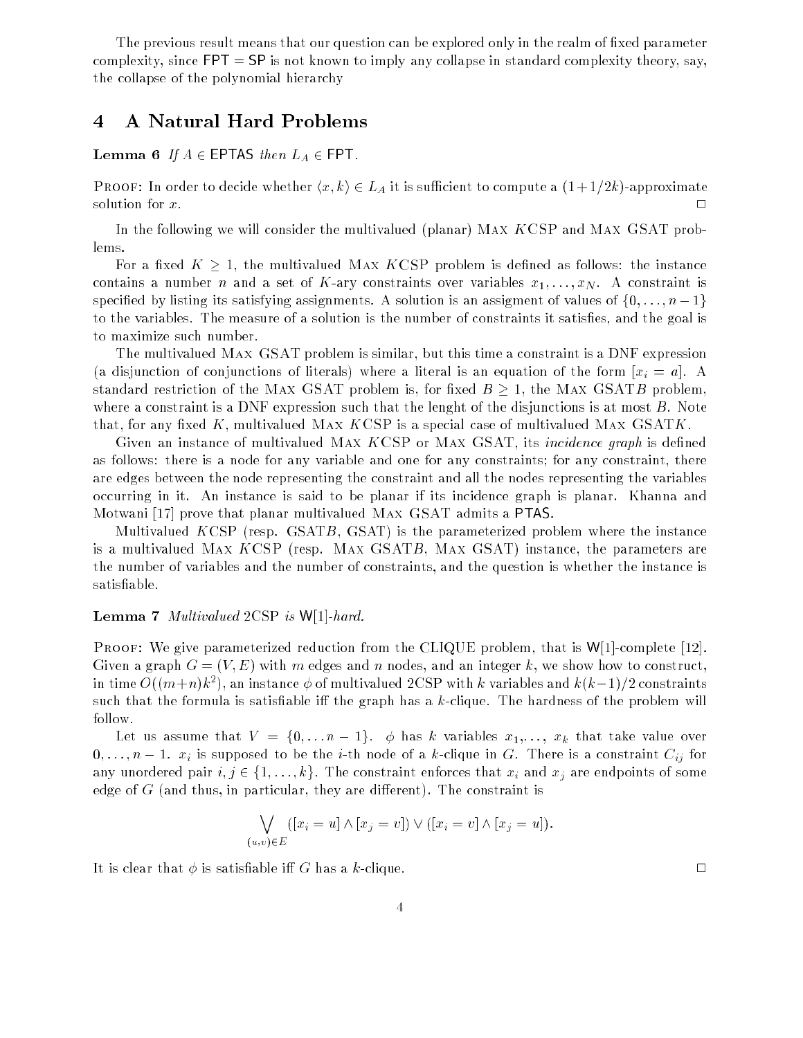The previous result means that our question can be explored only in the realm of fixed parameter complexity, since FPT = SP is not known to imply any collapse in standard complexity theory, say, the collapse of the polynomial hierarchy

## 4 A Natural Hard Problems

**Lemma 6** *If $A \in$ EPTAS then $L_A \in$ FPT.*

Proof: In order to decide whether $\langle x, k\rangle \in L_A$ it is sufficient to compute a $(1+1/2k)$-approximate solution for $x$. □

In the following we will consider the multivalued (planar) Max $K$CSP and Max GSAT problems.

For a fixed $K \geq 1$, the multivalued Max $K$CSP problem is defined as follows: the instance contains a number $n$ and a set of $K$-ary constraints over variables $x_1, \ldots, x_N$. A constraint is specified by listing its satisfying assignments. A solution is an assigment of values of $\{0, \ldots, n-1\}$ to the variables. The measure of a solution is the number of constraints it satisfies, and the goal is to maximize such number.

The multivalued Max GSAT problem is similar, but this time a constraint is a DNF expression (a disjunction of conjunctions of literals) where a literal is an equation of the form $[x_i = a]$. A standard restriction of the Max GSAT problem is, for fixed $B \geq 1$, the Max GSAT$B$ problem, where a constraint is a DNF expression such that the lenght of the disjunctions is at most $B$. Note that, for any fixed $K$, multivalued Max $K$CSP is a special case of multivalued Max GSAT$K$.

Given an instance of multivalued Max $K$CSP or Max GSAT, its *incidence graph* is defined as follows: there is a node for any variable and one for any constraints; for any constraint, there are edges between the node representing the constraint and all the nodes representing the variables occurring in it. An instance is said to be planar if its incidence graph is planar. Khanna and Motwani [17] prove that planar multivalued Max GSAT admits a PTAS.

Multivalued $K$CSP (resp. GSAT$B$, GSAT) is the parameterized problem where the instance is a multivalued Max $K$CSP (resp. Max GSAT$B$, Max GSAT) instance, the parameters are the number of variables and the number of constraints, and the question is whether the instance is satisfiable.

**Lemma 7** *Multivalued* 2CSP *is* W[1]*-hard.*

Proof: We give parameterized reduction from the CLIQUE problem, that is W[1]-complete [12]. Given a graph $G = (V, E)$ with $m$ edges and $n$ nodes, and an integer $k$, we show how to construct, in time $O((m+n)k^2)$, an instance $\phi$ of multivalued 2CSP with $k$ variables and $k(k-1)/2$ constraints such that the formula is satisfiable iff the graph has a $k$-clique. The hardness of the problem will follow.

Let us assume that $V = \{0, \ldots n-1\}$. $\phi$ has $k$ variables $x_1, \ldots, x_k$ that take value over $0, \ldots, n-1$. $x_i$ is supposed to be the $i$-th node of a $k$-clique in $G$. There is a constraint $C_{ij}$ for any unordered pair $i, j \in \{1, \ldots, k\}$. The constraint enforces that $x_i$ and $x_j$ are endpoints of some edge of $G$ (and thus, in particular, they are different). The constraint is

$$\bigvee_{(u,v)\in E} ([x_i = u] \wedge [x_j = v]) \vee ([x_i = v] \wedge [x_j = u]).$$

It is clear that $\phi$ is satisfiable iff $G$ has a $k$-clique. □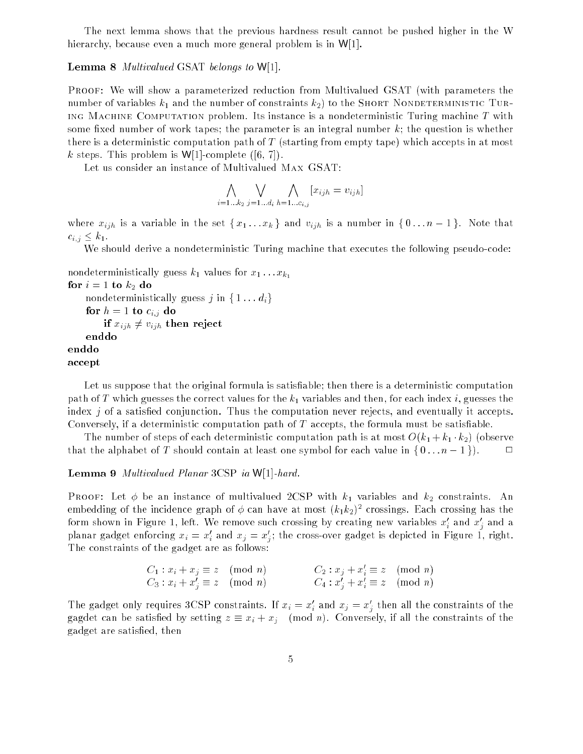The next lemma shows that the previous hardness result cannot be pushed higher in the W hierarchy, because even a much more general problem is in W[1].

**Lemma 8** *Multivalued* GSAT *belongs to* W[1].

Proof: We will show a parameterized reduction from Multivalued GSAT (with parameters the number of variables $k_1$ and the number of constraints $k_2$) to the Short Nondeterministic Turing Machine Computation problem. Its instance is a nondeterministic Turing machine $T$ with some fixed number of work tapes; the parameter is an integral number $k$; the question is whether there is a deterministic computation path of $T$ (starting from empty tape) which accepts in at most $k$ steps. This problem is W[1]-complete ([6, 7]).

Let us consider an instance of Multivalued Max GSAT:

$$\bigwedge_{i=1\ldots k_2} \bigvee_{j=1\ldots d_i} \bigwedge_{h=1\ldots c_{i,j}} [x_{ijh} = v_{ijh}]$$

where $x_{ijh}$ is a variable in the set $\{x_1 \ldots x_k\}$ and $v_{ijh}$ is a number in $\{0 \ldots n-1\}$. Note that $c_{i,j} \leq k_1$.

We should derive a nondeterministic Turing machine that executes the following pseudo-code:

```
nondeterministically guess k_1 values for x_1 ... x_{k_1}
for i = 1 to k_2 do
    nondeterministically guess j in { 1 ... d_i }
    for h = 1 to c_{i,j} do
        if x_{ijh} ≠ v_{ijh} then reject
    enddo
enddo
accept
```

Let us suppose that the original formula is satisfiable; then there is a deterministic computation path of $T$ which guesses the correct values for the $k_1$ variables and then, for each index $i$, guesses the index $j$ of a satisfied conjunction. Thus the computation never rejects, and eventually it accepts. Conversely, if a deterministic computation path of $T$ accepts, the formula must be satisfiable.

The number of steps of each deterministic computation path is at most $O(k_1 + k_1 \cdot k_2)$ (observe that the alphabet of $T$ should contain at least one symbol for each value in $\{0 \ldots n-1\}$). □

**Lemma 9** *Multivalued Planar* 3CSP *ia* W[1]*-hard.*

Proof: Let $\phi$ be an instance of multivalued 2CSP with $k_1$ variables and $k_2$ constraints. An embedding of the incidence graph of $\phi$ can have at most $(k_1k_2)^2$ crossings. Each crossing has the form shown in Figure 1, left. We remove such crossing by creating new variables $x'_i$ and $x'_j$ and a planar gadget enforcing $x_i = x'_i$ and $x_j = x'_j$; the cross-over gadget is depicted in Figure 1, right. The constraints of the gadget are as follows:

$$C_1 : x_i + x_j \equiv z \pmod{n} \qquad C_2 : x_j + x'_i \equiv z \pmod{n}$$
$$C_3 : x_i + x'_j \equiv z \pmod{n} \qquad C_4 : x'_j + x'_i \equiv z \pmod{n}$$

The gadget only requires 3CSP constraints. If $x_i = x'_i$ and $x_j = x'_j$ then all the constraints of the gagdet can be satisfied by setting $z \equiv x_i + x_j \pmod{n}$. Conversely, if all the constraints of the gadget are satisfied, then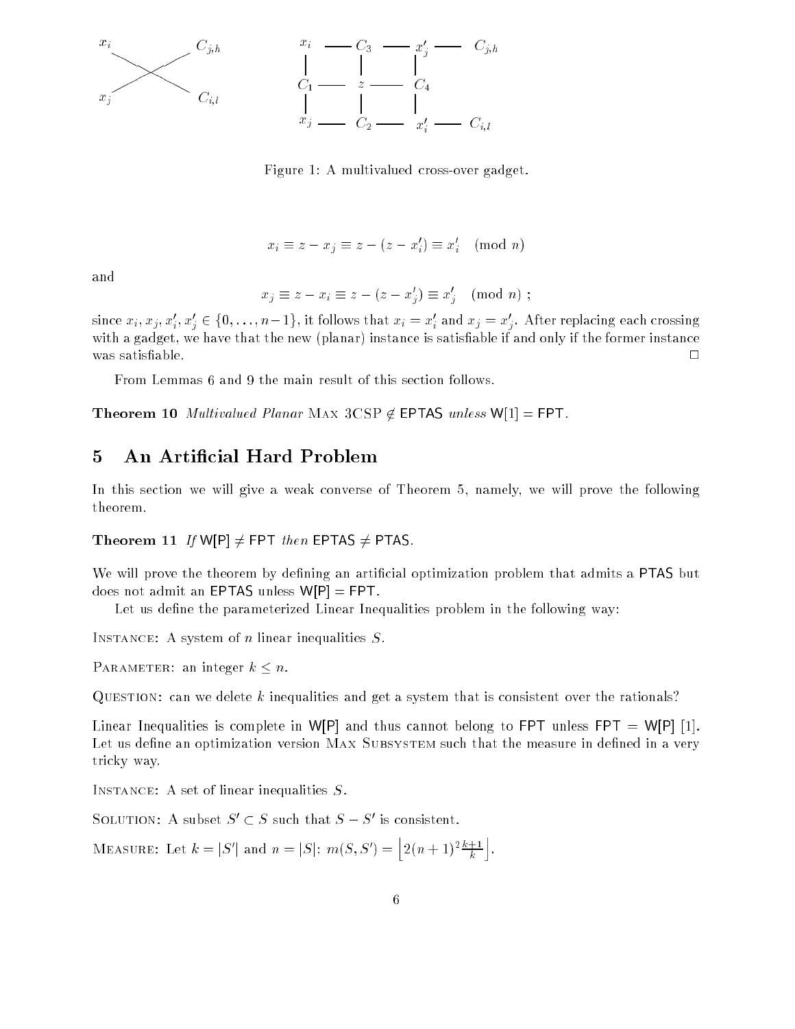Figure 1: A multivalued cross-over gadget.

$$x_i \equiv z - x_j \equiv z - (z - x_i') \equiv x_i' \pmod{n}$$

and

$$x_j \equiv z - x_i \equiv z - (z - x_j') \equiv x_j' \pmod{n} ;$$

since $x_i, x_j, x_i', x_j' \in \{0, \ldots, n-1\}$, it follows that $x_i = x_i'$ and $x_j = x_j'$. After replacing each crossing with a gadget, we have that the new (planar) instance is satisfiable if and only if the former instance was satisfiable. □

From Lemmas 6 and 9 the main result of this section follows.

**Theorem 10** *Multivalued Planar* MAX 3CSP $\notin$ EPTAS *unless* W[1] = FPT.

## 5 An Artificial Hard Problem

In this section we will give a weak converse of Theorem 5, namely, we will prove the following theorem.

**Theorem 11** *If* W[P] $\neq$ FPT *then* EPTAS $\neq$ PTAS.

We will prove the theorem by defining an artificial optimization problem that admits a PTAS but does not admit an EPTAS unless W[P] = FPT.

Let us define the parameterized Linear Inequalities problem in the following way:

INSTANCE: A system of $n$ linear inequalities $S$.

PARAMETER: an integer $k \leq n$.

QUESTION: can we delete $k$ inequalities and get a system that is consistent over the rationals?

Linear Inequalities is complete in W[P] and thus cannot belong to FPT unless FPT = W[P] [1]. Let us define an optimization version MAX SUBSYSTEM such that the measure in defined in a very tricky way.

INSTANCE: A set of linear inequalities $S$.

SOLUTION: A subset $S' \subset S$ such that $S - S'$ is consistent.

MEASURE: Let $k = |S'|$ and $n = |S|$: $m(S, S') = \left\lfloor 2(n+1)^{2\frac{k+1}{k}} \right\rfloor$.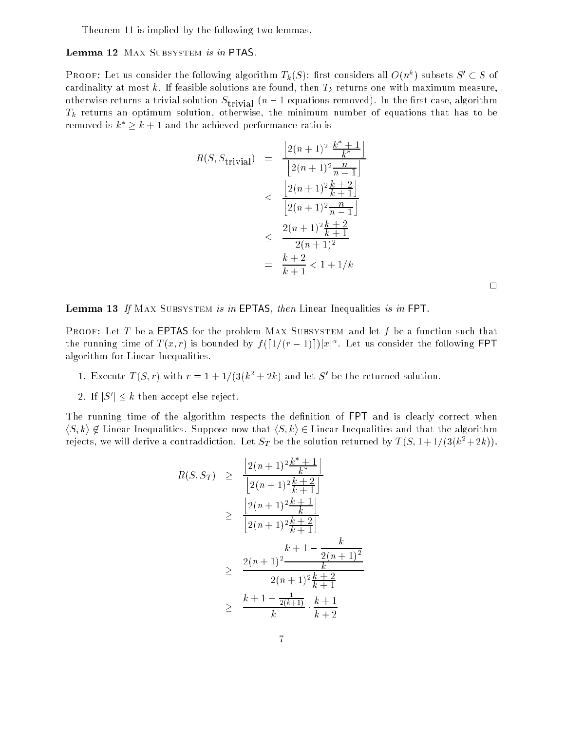Theorem 11 is implied by the following two lemmas.

**Lemma 12** MAX SUBSYSTEM *is in* PTAS.

PROOF: Let us consider the following algorithm $T_k(S)$: first considers all $O(n^k)$ subsets $S' \subset S$ of cardinality at most $k$. If feasible solutions are found, then $T_k$ returns one with maximum measure, otherwise returns a trivial solution $S_{\text{trivial}}$ ($n-1$ equations removed). In the first case, algorithm $T_k$ returns an optimum solution, otherwise, the minimum number of equations that has to be removed is $k^* \geq k+1$ and the achieved performance ratio is

$$
\begin{aligned}
R(S, S_{\text{trivial}}) &= \frac{\left\lfloor 2(n+1)^2 \ \dfrac{k^*+1}{k^*} \right\rfloor}{\left\lfloor 2(n+1)^2 \dfrac{n}{n-1} \right\rfloor} \\
&\leq \frac{\left\lfloor 2(n+1)^2 \dfrac{k+2}{k+1} \right\rfloor}{\left\lfloor 2(n+1)^2 \dfrac{n}{n-1} \right\rfloor} \\
&\leq \frac{2(n+1)^2 \dfrac{k+2}{k+1}}{2(n+1)^2} \\
&= \frac{k+2}{k+1} < 1 + 1/k
\end{aligned}
$$

□

**Lemma 13** *If* MAX SUBSYSTEM *is in* EPTAS*, then* Linear Inequalities *is in* FPT*.*

PROOF: Let $T$ be a EPTAS for the problem MAX SUBSYSTEM and let $f$ be a function such that the running time of $T(x, r)$ is bounded by $f(\lceil 1/(r-1) \rceil)|x|^\alpha$. Let us consider the following FPT algorithm for Linear Inequalities.

1. Execute $T(S, r)$ with $r = 1 + 1/(3(k^2+2k))$ and let $S'$ be the returned solution.
2. If $|S'| \leq k$ then accept else reject.

The running time of the algorithm respects the definition of FPT and is clearly correct when $\langle S, k \rangle \notin$ Linear Inequalities. Suppose now that $\langle S, k \rangle \in$ Linear Inequalities and that the algorithm rejects, we will derive a contraddiction. Let $S_T$ be the solution returned by $T(S, 1+1/(3(k^2+2k))$.

$$
\begin{aligned}
R(S, S_T) &\geq \frac{\left\lfloor 2(n+1)^2 \dfrac{k^*+1}{k^*} \right\rfloor}{\left\lfloor 2(n+1)^2 \dfrac{k+2}{k+1} \right\rfloor} \\
&\geq \frac{\left\lfloor 2(n+1)^2 \dfrac{k+1}{k} \right\rfloor}{\left\lfloor 2(n+1)^2 \dfrac{k+2}{k+1} \right\rfloor} \\
&\geq \frac{2(n+1)^2 \dfrac{k+1 - \dfrac{k}{2(n+1)^2}}{k}}{2(n+1)^2 \dfrac{k+2}{k+1}} \\
&\geq \frac{k+1-\frac{1}{2(k+1)}}{k} \cdot \frac{k+1}{k+2}
\end{aligned}
$$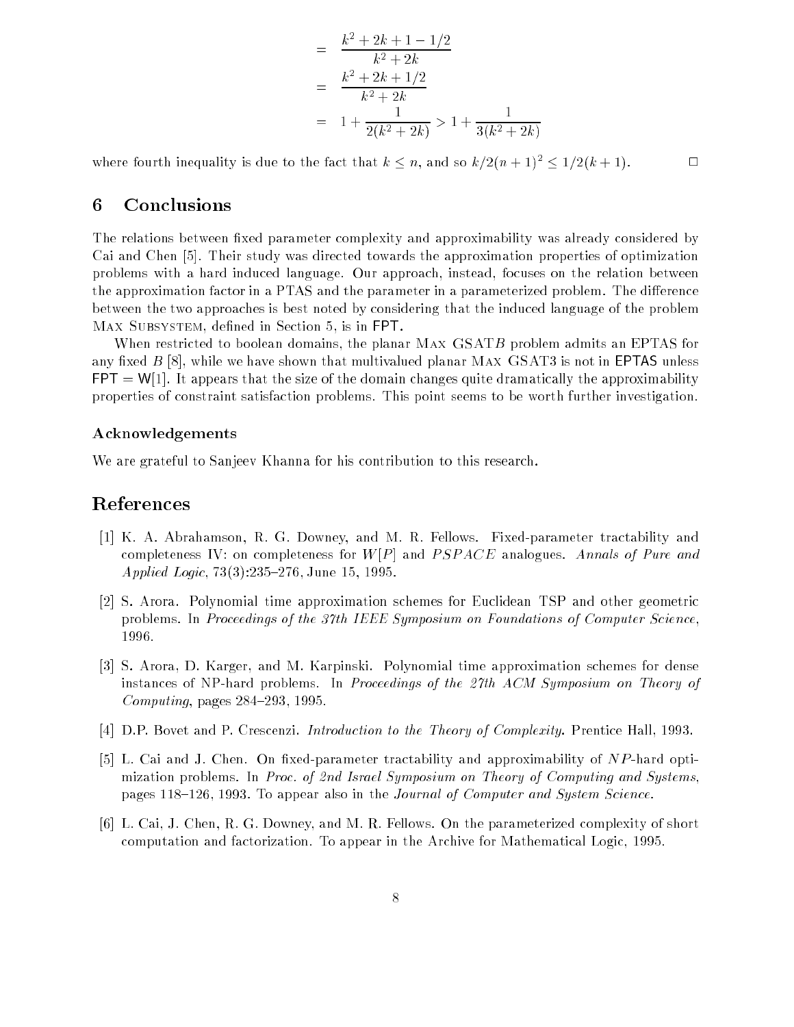$$
\begin{aligned}
&= \frac{k^2 + 2k + 1 - 1/2}{k^2 + 2k} \\
&= \frac{k^2 + 2k + 1/2}{k^2 + 2k} \\
&= 1 + \frac{1}{2(k^2 + 2k)} > 1 + \frac{1}{3(k^2 + 2k)}
\end{aligned}
$$

where fourth inequality is due to the fact that $k \leq n$, and so $k/2(n+1)^2 \leq 1/2(k+1)$. □

## 6 Conclusions

The relations between fixed parameter complexity and approximability was already considered by Cai and Chen [5]. Their study was directed towards the approximation properties of optimization problems with a hard induced language. Our approach, instead, focuses on the relation between the approximation factor in a PTAS and the parameter in a parameterized problem. The difference between the two approaches is best noted by considering that the induced language of the problem Max Subsystem, defined in Section 5, is in FPT.

When restricted to boolean domains, the planar Max GSAT$B$ problem admits an EPTAS for any fixed $B$ [8], while we have shown that multivalued planar Max GSAT3 is not in EPTAS unless FPT = W[1]. It appears that the size of the domain changes quite dramatically the approximability properties of constraint satisfaction problems. This point seems to be worth further investigation.

### Acknowledgements

We are grateful to Sanjeev Khanna for his contribution to this research.

## References

[1] K. A. Abrahamson, R. G. Downey, and M. R. Fellows. Fixed-parameter tractability and completeness IV: on completeness for $W[P]$ and $PSPACE$ analogues. *Annals of Pure and Applied Logic*, 73(3):235–276, June 15, 1995.

[2] S. Arora. Polynomial time approximation schemes for Euclidean TSP and other geometric problems. In *Proceedings of the 37th IEEE Symposium on Foundations of Computer Science*, 1996.

[3] S. Arora, D. Karger, and M. Karpinski. Polynomial time approximation schemes for dense instances of NP-hard problems. In *Proceedings of the 27th ACM Symposium on Theory of Computing*, pages 284–293, 1995.

[4] D.P. Bovet and P. Crescenzi. *Introduction to the Theory of Complexity*. Prentice Hall, 1993.

[5] L. Cai and J. Chen. On fixed-parameter tractability and approximability of $NP$-hard optimization problems. In *Proc. of 2nd Israel Symposium on Theory of Computing and Systems*, pages 118–126, 1993. To appear also in the *Journal of Computer and System Science*.

[6] L. Cai, J. Chen, R. G. Downey, and M. R. Fellows. On the parameterized complexity of short computation and factorization. To appear in the Archive for Mathematical Logic, 1995.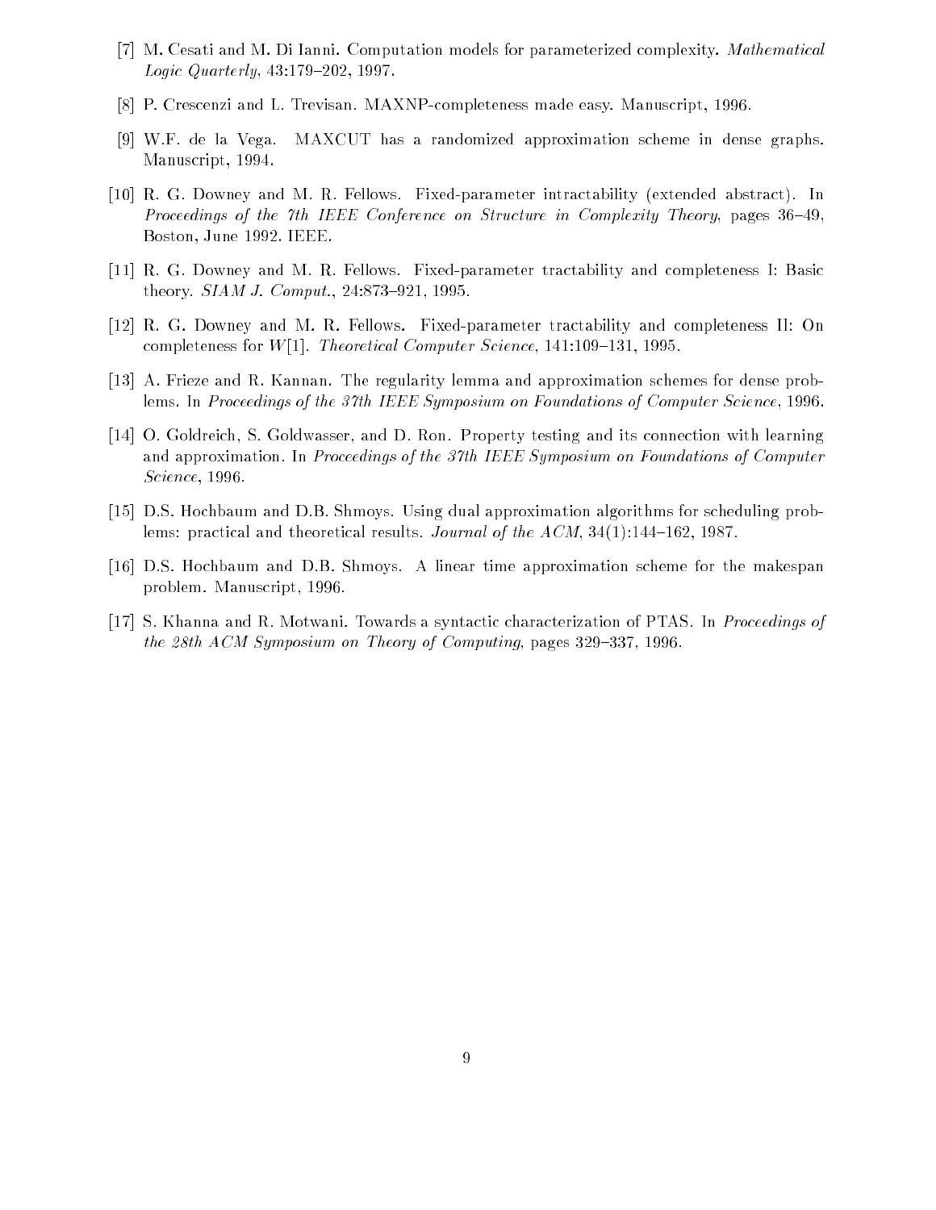[7] M. Cesati and M. Di Ianni. Computation models for parameterized complexity. *Mathematical Logic Quarterly*, 43:179–202, 1997.

[8] P. Crescenzi and L. Trevisan. MAXNP-completeness made easy. Manuscript, 1996.

[9] W.F. de la Vega. MAXCUT has a randomized approximation scheme in dense graphs. Manuscript, 1994.

[10] R. G. Downey and M. R. Fellows. Fixed-parameter intractability (extended abstract). In *Proceedings of the 7th IEEE Conference on Structure in Complexity Theory*, pages 36–49, Boston, June 1992. IEEE.

[11] R. G. Downey and M. R. Fellows. Fixed-parameter tractability and completeness I: Basic theory. *SIAM J. Comput.*, 24:873–921, 1995.

[12] R. G. Downey and M. R. Fellows. Fixed-parameter tractability and completeness II: On completeness for $W[1]$. *Theoretical Computer Science*, 141:109–131, 1995.

[13] A. Frieze and R. Kannan. The regularity lemma and approximation schemes for dense problems. In *Proceedings of the 37th IEEE Symposium on Foundations of Computer Science*, 1996.

[14] O. Goldreich, S. Goldwasser, and D. Ron. Property testing and its connection with learning and approximation. In *Proceedings of the 37th IEEE Symposium on Foundations of Computer Science*, 1996.

[15] D.S. Hochbaum and D.B. Shmoys. Using dual approximation algorithms for scheduling problems: practical and theoretical results. *Journal of the ACM*, 34(1):144–162, 1987.

[16] D.S. Hochbaum and D.B. Shmoys. A linear time approximation scheme for the makespan problem. Manuscript, 1996.

[17] S. Khanna and R. Motwani. Towards a syntactic characterization of PTAS. In *Proceedings of the 28th ACM Symposium on Theory of Computing*, pages 329–337, 1996.